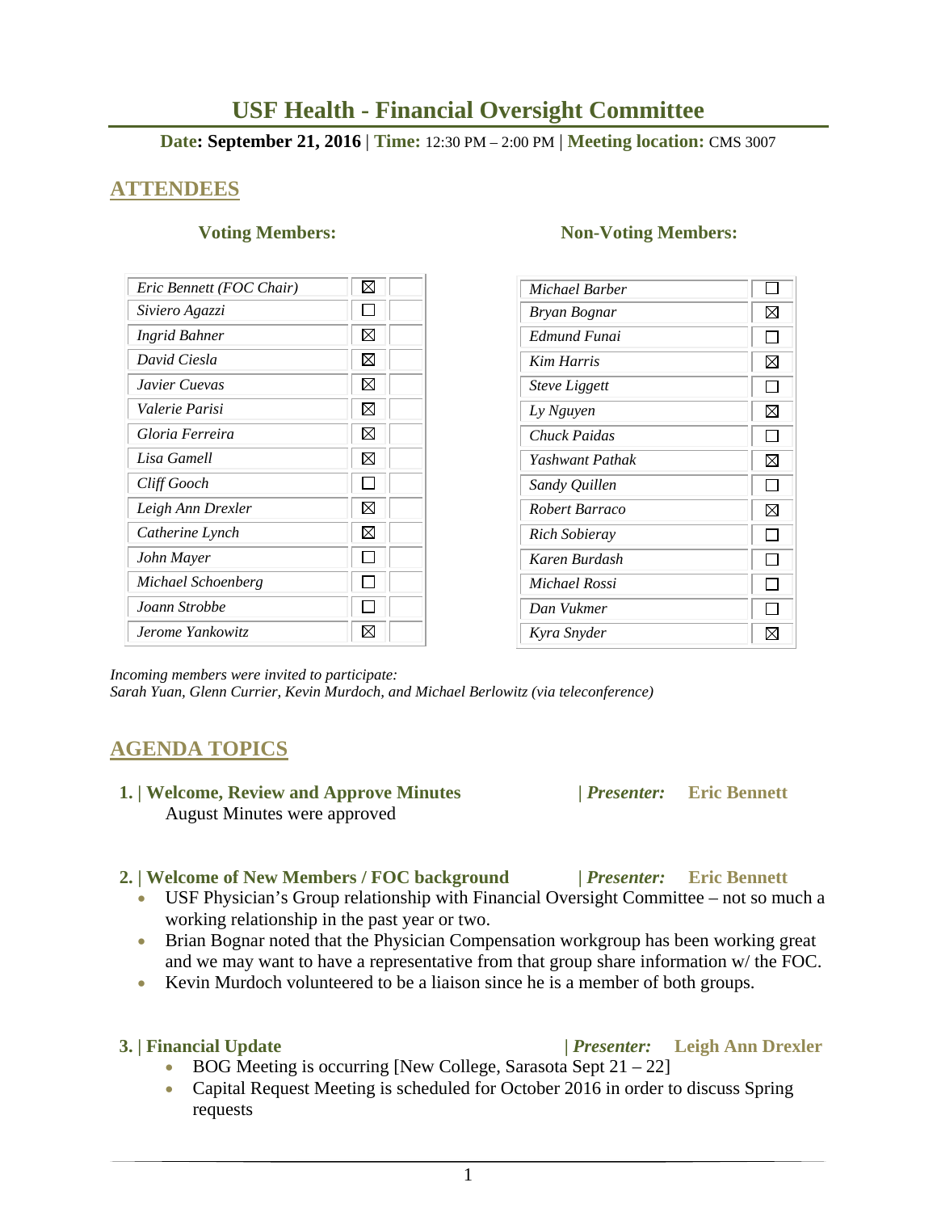# USF Health - Financial Oversight Committee

**Date: September 21, 2016** | **Time:** 12:30 PM – 2:00 PM | **Meeting location:** CMS 3007

## ATTENDEES

### Voting Members:

| | | |
|---|---|---|
| *Eric Bennett (FOC Chair)* | ☒ | |
| *Siviero Agazzi* | ☐ | |
| *Ingrid Bahner* | ☒ | |
| *David Ciesla* | ☒ | |
| *Javier Cuevas* | ☒ | |
| *Valerie Parisi* | ☒ | |
| *Gloria Ferreira* | ☒ | |
| *Lisa Gamell* | ☒ | |
| *Cliff Gooch* | ☐ | |
| *Leigh Ann Drexler* | ☒ | |
| *Catherine Lynch* | ☒ | |
| *John Mayer* | ☐ | |
| *Michael Schoenberg* | ☐ | |
| *Joann Strobbe* | ☐ | |
| *Jerome Yankowitz* | ☒ | |

### Non-Voting Members:

| | |
|---|---|
| *Michael Barber* | ☐ |
| *Bryan Bognar* | ☒ |
| *Edmund Funai* | ☐ |
| *Kim Harris* | ☒ |
| *Steve Liggett* | ☐ |
| *Ly Nguyen* | ☒ |
| *Chuck Paidas* | ☐ |
| *Yashwant Pathak* | ☒ |
| *Sandy Quillen* | ☐ |
| *Robert Barraco* | ☒ |
| *Rich Sobieray* | ☐ |
| *Karen Burdash* | ☐ |
| *Michael Rossi* | ☐ |
| *Dan Vukmer* | ☐ |
| *Kyra Snyder* | ☒ |

*Incoming members were invited to participate:*
*Sarah Yuan, Glenn Currier, Kevin Murdoch, and Michael Berlowitz (via teleconference)*

## AGENDA TOPICS

### 1. | Welcome, Review and Approve Minutes | *Presenter:* Eric Bennett

August Minutes were approved

### 2. | Welcome of New Members / FOC background | *Presenter:* Eric Bennett

- USF Physician's Group relationship with Financial Oversight Committee – not so much a working relationship in the past year or two.
- Brian Bognar noted that the Physician Compensation workgroup has been working great and we may want to have a representative from that group share information w/ the FOC.
- Kevin Murdoch volunteered to be a liaison since he is a member of both groups.

### 3. | Financial Update | *Presenter:* Leigh Ann Drexler

- BOG Meeting is occurring [New College, Sarasota Sept 21 – 22]
- Capital Request Meeting is scheduled for October 2016 in order to discuss Spring requests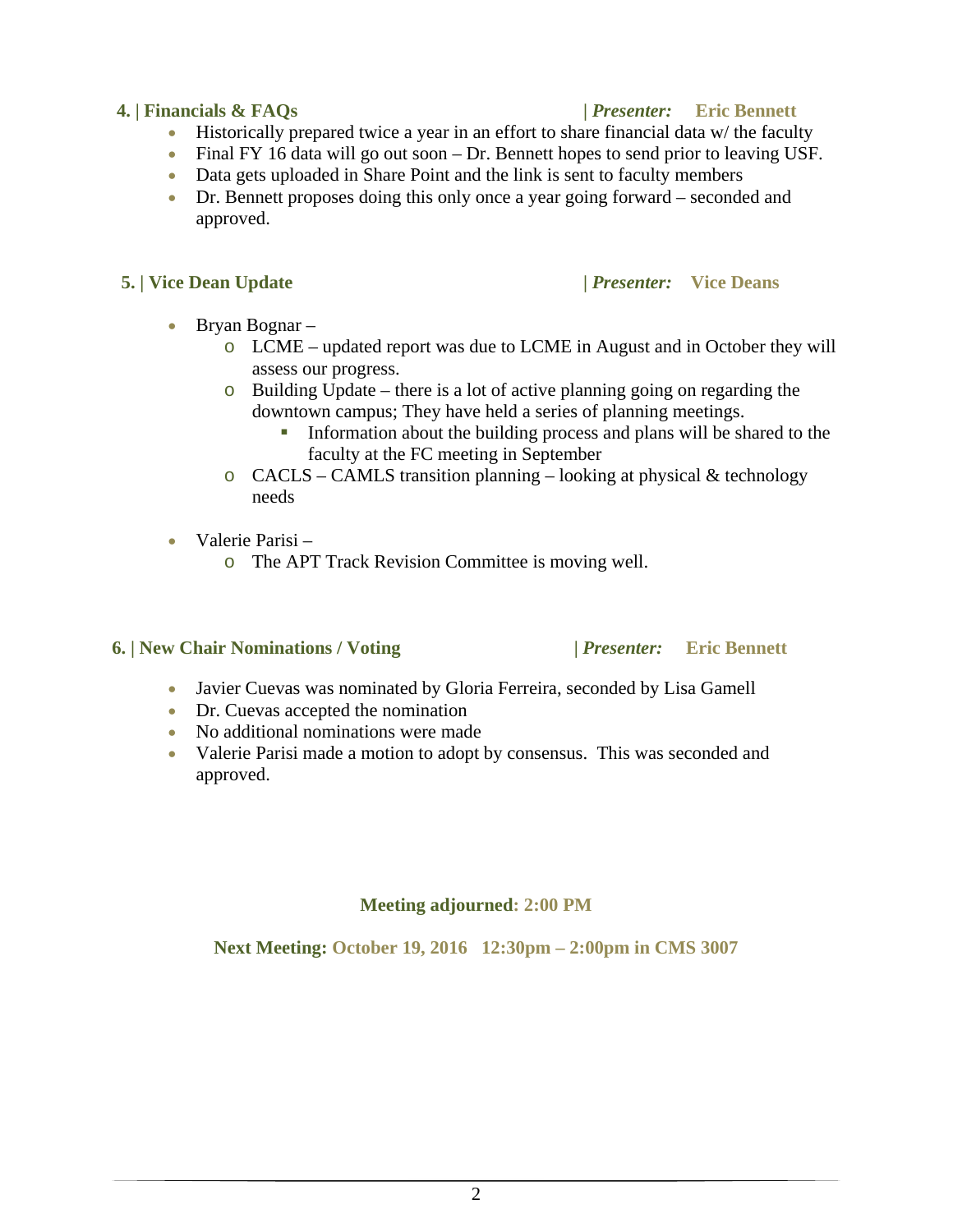### 4. | Financials & FAQs | *Presenter:* Eric Bennett

- Historically prepared twice a year in an effort to share financial data w/ the faculty
- Final FY 16 data will go out soon – Dr. Bennett hopes to send prior to leaving USF.
- Data gets uploaded in Share Point and the link is sent to faculty members
- Dr. Bennett proposes doing this only once a year going forward – seconded and approved.

### 5. | Vice Dean Update | *Presenter:* Vice Deans

- Bryan Bognar –
    - LCME – updated report was due to LCME in August and in October they will assess our progress.
    - Building Update – there is a lot of active planning going on regarding the downtown campus; They have held a series of planning meetings.
        - Information about the building process and plans will be shared to the faculty at the FC meeting in September
    - CACLS – CAMLS transition planning – looking at physical & technology needs

- Valerie Parisi –
    - The APT Track Revision Committee is moving well.

### 6. | New Chair Nominations / Voting | *Presenter:* Eric Bennett

- Javier Cuevas was nominated by Gloria Ferreira, seconded by Lisa Gamell
- Dr. Cuevas accepted the nomination
- No additional nominations were made
- Valerie Parisi made a motion to adopt by consensus. This was seconded and approved.

**Meeting adjourned: 2:00 PM**

**Next Meeting: October 19, 2016 12:30pm – 2:00pm in CMS 3007**